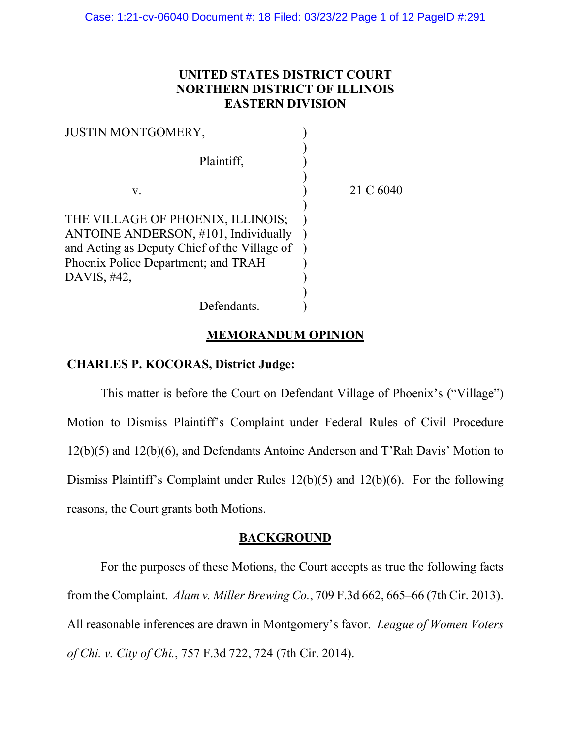UNITED STATES DISTRICT COURT
NORTHERN DISTRICT OF ILLINOIS
EASTERN DIVISION

| | | |
|---|---|---|
| JUSTIN MONTGOMERY, | ) | |
| | ) | |
| Plaintiff, | ) | |
| | ) | |
| v. | ) | 21 C 6040 |
| | ) | |
| THE VILLAGE OF PHOENIX, ILLINOIS; ANTOINE ANDERSON, #101, Individually and Acting as Deputy Chief of the Village of Phoenix Police Department; and TRAH DAVIS, #42, | ) | |
| | ) | |
| Defendants. | ) | |

## MEMORANDUM OPINION

**CHARLES P. KOCORAS, District Judge:**

This matter is before the Court on Defendant Village of Phoenix's ("Village") Motion to Dismiss Plaintiff's Complaint under Federal Rules of Civil Procedure 12(b)(5) and 12(b)(6), and Defendants Antoine Anderson and T'Rah Davis' Motion to Dismiss Plaintiff's Complaint under Rules 12(b)(5) and 12(b)(6). For the following reasons, the Court grants both Motions.

## BACKGROUND

For the purposes of these Motions, the Court accepts as true the following facts from the Complaint. *Alam v. Miller Brewing Co.*, 709 F.3d 662, 665–66 (7th Cir. 2013). All reasonable inferences are drawn in Montgomery's favor. *League of Women Voters of Chi. v. City of Chi.*, 757 F.3d 722, 724 (7th Cir. 2014).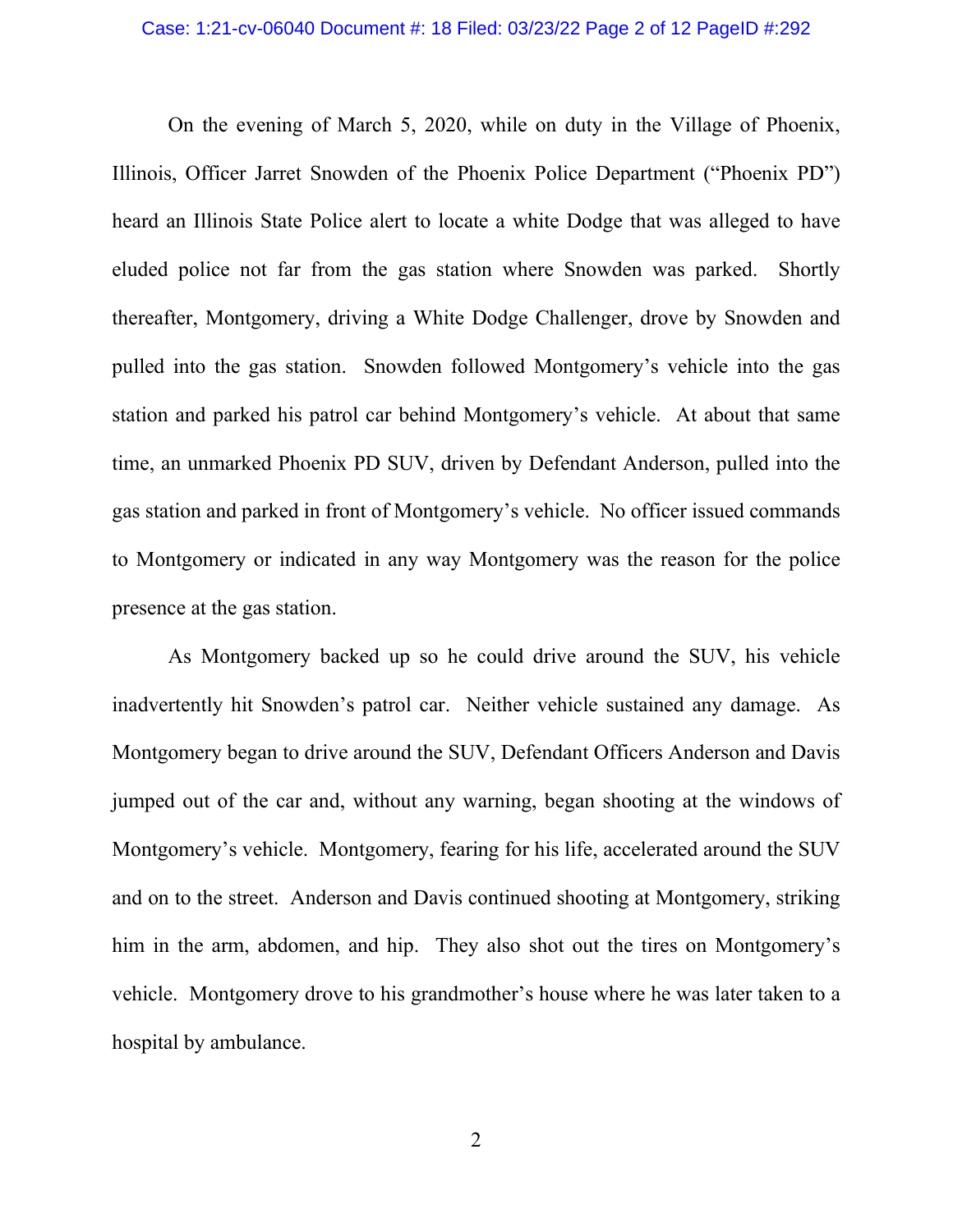On the evening of March 5, 2020, while on duty in the Village of Phoenix, Illinois, Officer Jarret Snowden of the Phoenix Police Department ("Phoenix PD") heard an Illinois State Police alert to locate a white Dodge that was alleged to have eluded police not far from the gas station where Snowden was parked. Shortly thereafter, Montgomery, driving a White Dodge Challenger, drove by Snowden and pulled into the gas station. Snowden followed Montgomery's vehicle into the gas station and parked his patrol car behind Montgomery's vehicle. At about that same time, an unmarked Phoenix PD SUV, driven by Defendant Anderson, pulled into the gas station and parked in front of Montgomery's vehicle. No officer issued commands to Montgomery or indicated in any way Montgomery was the reason for the police presence at the gas station.

As Montgomery backed up so he could drive around the SUV, his vehicle inadvertently hit Snowden's patrol car. Neither vehicle sustained any damage. As Montgomery began to drive around the SUV, Defendant Officers Anderson and Davis jumped out of the car and, without any warning, began shooting at the windows of Montgomery's vehicle. Montgomery, fearing for his life, accelerated around the SUV and on to the street. Anderson and Davis continued shooting at Montgomery, striking him in the arm, abdomen, and hip. They also shot out the tires on Montgomery's vehicle. Montgomery drove to his grandmother's house where he was later taken to a hospital by ambulance.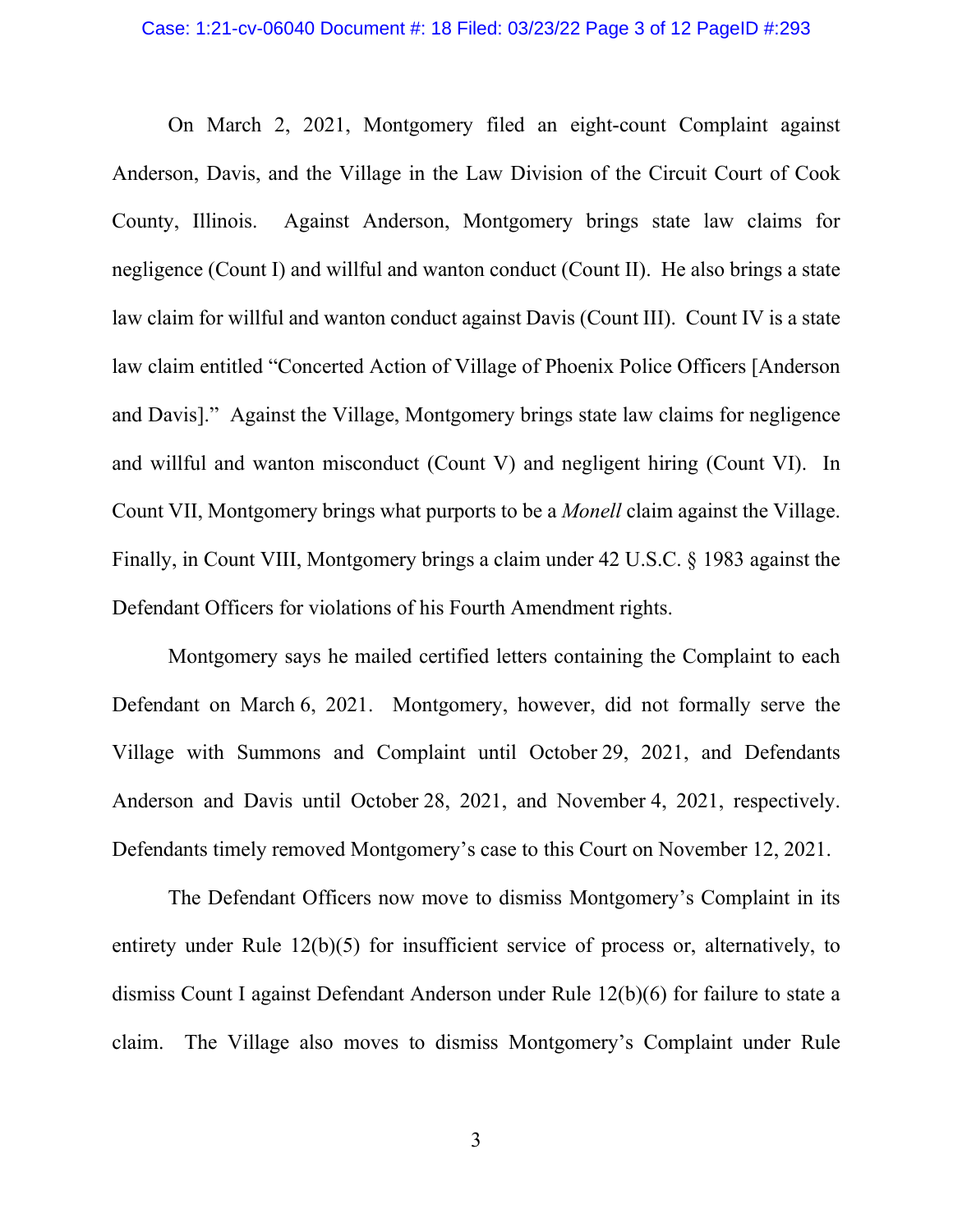On March 2, 2021, Montgomery filed an eight-count Complaint against Anderson, Davis, and the Village in the Law Division of the Circuit Court of Cook County, Illinois. Against Anderson, Montgomery brings state law claims for negligence (Count I) and willful and wanton conduct (Count II). He also brings a state law claim for willful and wanton conduct against Davis (Count III). Count IV is a state law claim entitled "Concerted Action of Village of Phoenix Police Officers [Anderson and Davis]." Against the Village, Montgomery brings state law claims for negligence and willful and wanton misconduct (Count V) and negligent hiring (Count VI). In Count VII, Montgomery brings what purports to be a *Monell* claim against the Village. Finally, in Count VIII, Montgomery brings a claim under 42 U.S.C. § 1983 against the Defendant Officers for violations of his Fourth Amendment rights.

Montgomery says he mailed certified letters containing the Complaint to each Defendant on March 6, 2021. Montgomery, however, did not formally serve the Village with Summons and Complaint until October 29, 2021, and Defendants Anderson and Davis until October 28, 2021, and November 4, 2021, respectively. Defendants timely removed Montgomery's case to this Court on November 12, 2021.

The Defendant Officers now move to dismiss Montgomery's Complaint in its entirety under Rule 12(b)(5) for insufficient service of process or, alternatively, to dismiss Count I against Defendant Anderson under Rule 12(b)(6) for failure to state a claim. The Village also moves to dismiss Montgomery's Complaint under Rule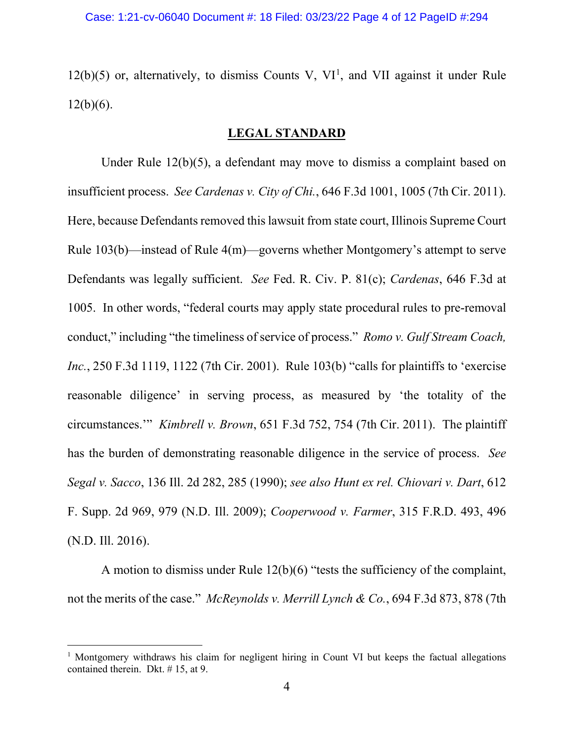12(b)(5) or, alternatively, to dismiss Counts V, VI[1], and VII against it under Rule 12(b)(6).

## LEGAL STANDARD

Under Rule 12(b)(5), a defendant may move to dismiss a complaint based on insufficient process. *See Cardenas v. City of Chi.*, 646 F.3d 1001, 1005 (7th Cir. 2011). Here, because Defendants removed this lawsuit from state court, Illinois Supreme Court Rule 103(b)—instead of Rule 4(m)—governs whether Montgomery's attempt to serve Defendants was legally sufficient. *See* Fed. R. Civ. P. 81(c); *Cardenas*, 646 F.3d at 1005. In other words, "federal courts may apply state procedural rules to pre-removal conduct," including "the timeliness of service of process." *Romo v. Gulf Stream Coach, Inc.*, 250 F.3d 1119, 1122 (7th Cir. 2001). Rule 103(b) "calls for plaintiffs to 'exercise reasonable diligence' in serving process, as measured by 'the totality of the circumstances.'" *Kimbrell v. Brown*, 651 F.3d 752, 754 (7th Cir. 2011). The plaintiff has the burden of demonstrating reasonable diligence in the service of process. *See Segal v. Sacco*, 136 Ill. 2d 282, 285 (1990); *see also Hunt ex rel. Chiovari v. Dart*, 612 F. Supp. 2d 969, 979 (N.D. Ill. 2009); *Cooperwood v. Farmer*, 315 F.R.D. 493, 496 (N.D. Ill. 2016).

A motion to dismiss under Rule 12(b)(6) "tests the sufficiency of the complaint, not the merits of the case." *McReynolds v. Merrill Lynch & Co.*, 694 F.3d 873, 878 (7th

---

[1] Montgomery withdraws his claim for negligent hiring in Count VI but keeps the factual allegations contained therein. Dkt. # 15, at 9.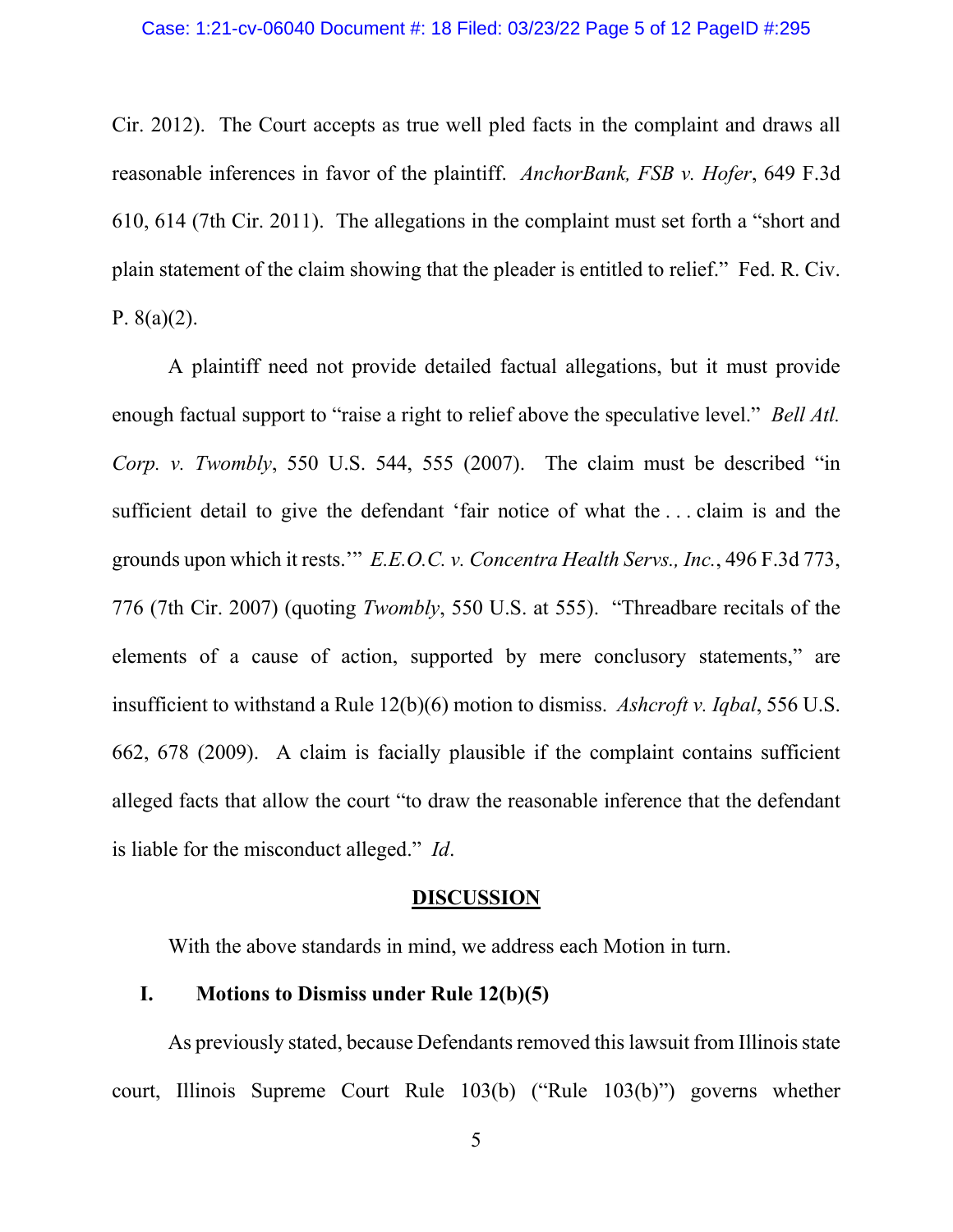Cir. 2012). The Court accepts as true well pled facts in the complaint and draws all reasonable inferences in favor of the plaintiff. *AnchorBank, FSB v. Hofer*, 649 F.3d 610, 614 (7th Cir. 2011). The allegations in the complaint must set forth a "short and plain statement of the claim showing that the pleader is entitled to relief." Fed. R. Civ. P. 8(a)(2).

A plaintiff need not provide detailed factual allegations, but it must provide enough factual support to "raise a right to relief above the speculative level." *Bell Atl. Corp. v. Twombly*, 550 U.S. 544, 555 (2007). The claim must be described "in sufficient detail to give the defendant 'fair notice of what the . . . claim is and the grounds upon which it rests.'" *E.E.O.C. v. Concentra Health Servs., Inc.*, 496 F.3d 773, 776 (7th Cir. 2007) (quoting *Twombly*, 550 U.S. at 555). "Threadbare recitals of the elements of a cause of action, supported by mere conclusory statements," are insufficient to withstand a Rule 12(b)(6) motion to dismiss. *Ashcroft v. Iqbal*, 556 U.S. 662, 678 (2009). A claim is facially plausible if the complaint contains sufficient alleged facts that allow the court "to draw the reasonable inference that the defendant is liable for the misconduct alleged." *Id*.

## DISCUSSION

With the above standards in mind, we address each Motion in turn.

### I. Motions to Dismiss under Rule 12(b)(5)

As previously stated, because Defendants removed this lawsuit from Illinois state court, Illinois Supreme Court Rule 103(b) ("Rule 103(b)") governs whether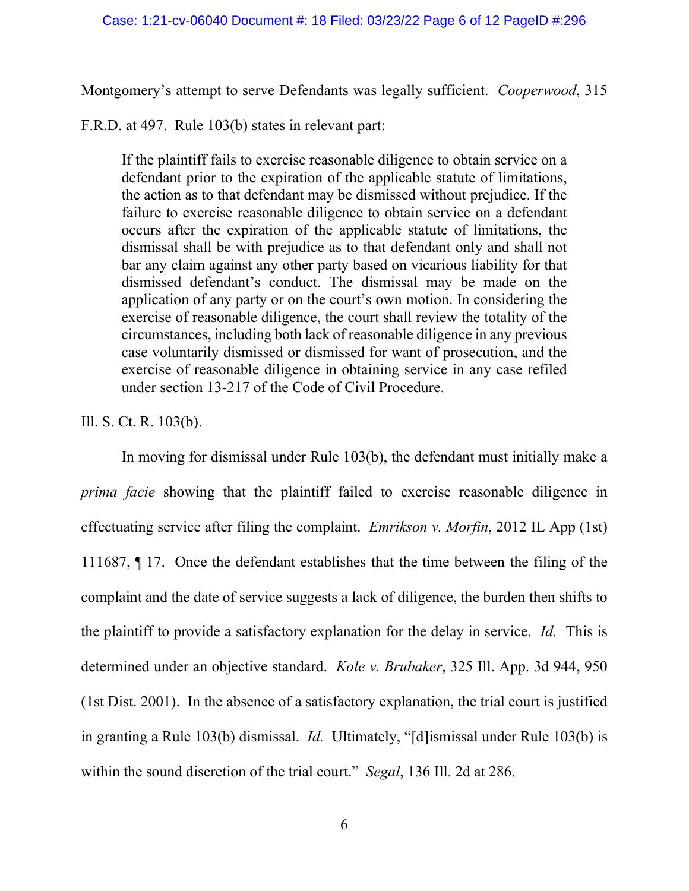Montgomery's attempt to serve Defendants was legally sufficient. *Cooperwood*, 315 F.R.D. at 497. Rule 103(b) states in relevant part:

> If the plaintiff fails to exercise reasonable diligence to obtain service on a defendant prior to the expiration of the applicable statute of limitations, the action as to that defendant may be dismissed without prejudice. If the failure to exercise reasonable diligence to obtain service on a defendant occurs after the expiration of the applicable statute of limitations, the dismissal shall be with prejudice as to that defendant only and shall not bar any claim against any other party based on vicarious liability for that dismissed defendant's conduct. The dismissal may be made on the application of any party or on the court's own motion. In considering the exercise of reasonable diligence, the court shall review the totality of the circumstances, including both lack of reasonable diligence in any previous case voluntarily dismissed or dismissed for want of prosecution, and the exercise of reasonable diligence in obtaining service in any case refiled under section 13-217 of the Code of Civil Procedure.

Ill. S. Ct. R. 103(b).

In moving for dismissal under Rule 103(b), the defendant must initially make a *prima facie* showing that the plaintiff failed to exercise reasonable diligence in effectuating service after filing the complaint. *Emrikson v. Morfin*, 2012 IL App (1st) 111687, ¶ 17. Once the defendant establishes that the time between the filing of the complaint and the date of service suggests a lack of diligence, the burden then shifts to the plaintiff to provide a satisfactory explanation for the delay in service. *Id.* This is determined under an objective standard. *Kole v. Brubaker*, 325 Ill. App. 3d 944, 950 (1st Dist. 2001). In the absence of a satisfactory explanation, the trial court is justified in granting a Rule 103(b) dismissal. *Id.* Ultimately, "[d]ismissal under Rule 103(b) is within the sound discretion of the trial court." *Segal*, 136 Ill. 2d at 286.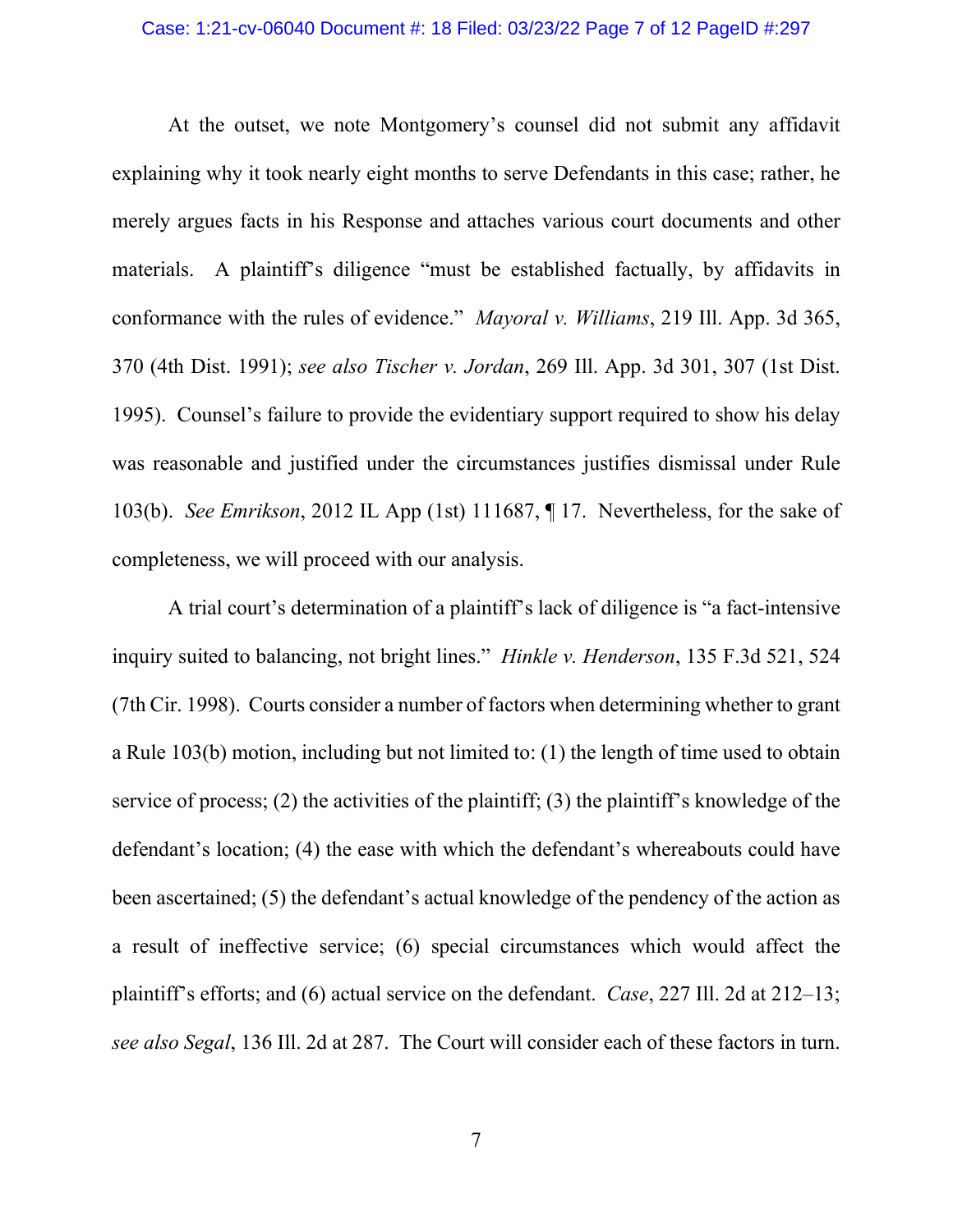At the outset, we note Montgomery's counsel did not submit any affidavit explaining why it took nearly eight months to serve Defendants in this case; rather, he merely argues facts in his Response and attaches various court documents and other materials. A plaintiff's diligence "must be established factually, by affidavits in conformance with the rules of evidence." *Mayoral v. Williams*, 219 Ill. App. 3d 365, 370 (4th Dist. 1991); *see also Tischer v. Jordan*, 269 Ill. App. 3d 301, 307 (1st Dist. 1995). Counsel's failure to provide the evidentiary support required to show his delay was reasonable and justified under the circumstances justifies dismissal under Rule 103(b). *See Emrikson*, 2012 IL App (1st) 111687, ¶ 17. Nevertheless, for the sake of completeness, we will proceed with our analysis.

A trial court's determination of a plaintiff's lack of diligence is "a fact-intensive inquiry suited to balancing, not bright lines." *Hinkle v. Henderson*, 135 F.3d 521, 524 (7th Cir. 1998). Courts consider a number of factors when determining whether to grant a Rule 103(b) motion, including but not limited to: (1) the length of time used to obtain service of process; (2) the activities of the plaintiff; (3) the plaintiff's knowledge of the defendant's location; (4) the ease with which the defendant's whereabouts could have been ascertained; (5) the defendant's actual knowledge of the pendency of the action as a result of ineffective service; (6) special circumstances which would affect the plaintiff's efforts; and (6) actual service on the defendant. *Case*, 227 Ill. 2d at 212–13; *see also Segal*, 136 Ill. 2d at 287. The Court will consider each of these factors in turn.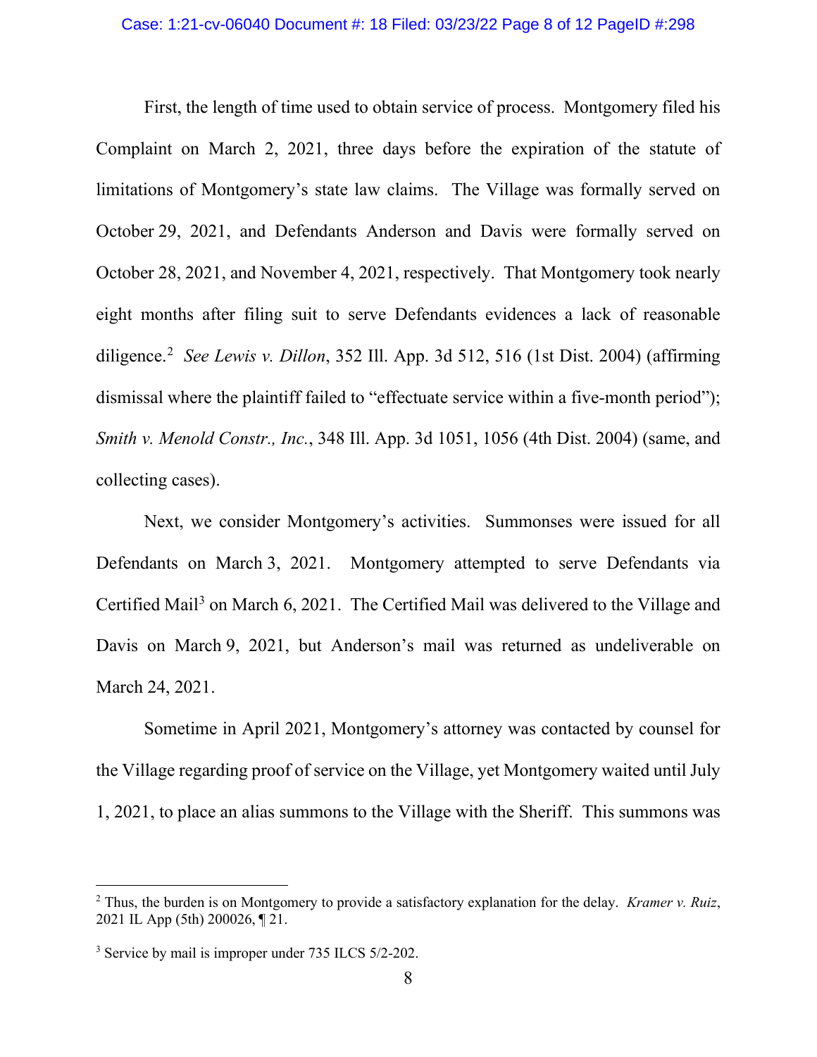First, the length of time used to obtain service of process. Montgomery filed his Complaint on March 2, 2021, three days before the expiration of the statute of limitations of Montgomery's state law claims. The Village was formally served on October 29, 2021, and Defendants Anderson and Davis were formally served on October 28, 2021, and November 4, 2021, respectively. That Montgomery took nearly eight months after filing suit to serve Defendants evidences a lack of reasonable diligence.[2] *See Lewis v. Dillon*, 352 Ill. App. 3d 512, 516 (1st Dist. 2004) (affirming dismissal where the plaintiff failed to "effectuate service within a five-month period"); *Smith v. Menold Constr., Inc.*, 348 Ill. App. 3d 1051, 1056 (4th Dist. 2004) (same, and collecting cases).

Next, we consider Montgomery's activities. Summonses were issued for all Defendants on March 3, 2021. Montgomery attempted to serve Defendants via Certified Mail[3] on March 6, 2021. The Certified Mail was delivered to the Village and Davis on March 9, 2021, but Anderson's mail was returned as undeliverable on March 24, 2021.

Sometime in April 2021, Montgomery's attorney was contacted by counsel for the Village regarding proof of service on the Village, yet Montgomery waited until July 1, 2021, to place an alias summons to the Village with the Sheriff. This summons was

---

[2] Thus, the burden is on Montgomery to provide a satisfactory explanation for the delay. *Kramer v. Ruiz*, 2021 IL App (5th) 200026, ¶ 21.

[3] Service by mail is improper under 735 ILCS 5/2-202.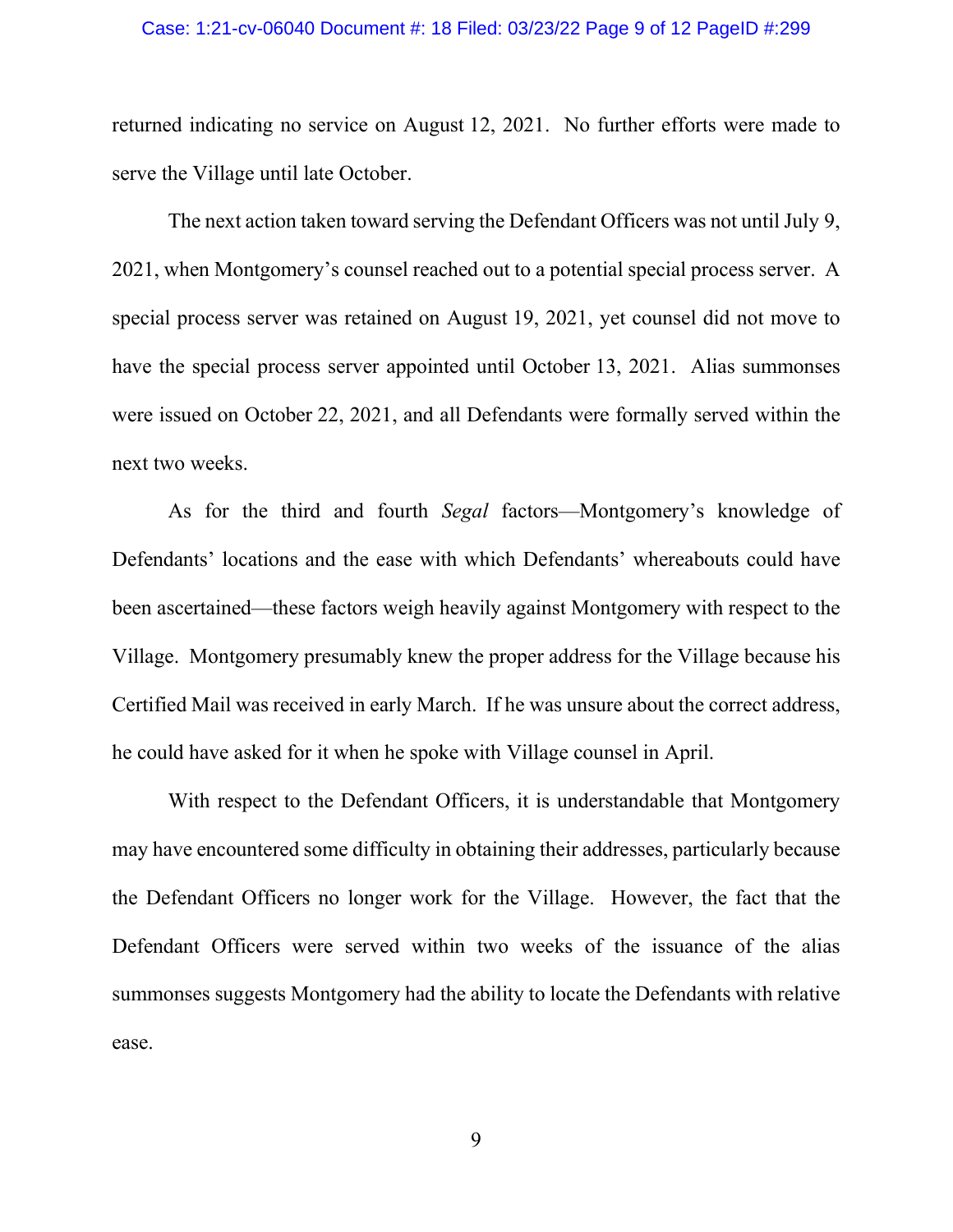returned indicating no service on August 12, 2021. No further efforts were made to serve the Village until late October.

The next action taken toward serving the Defendant Officers was not until July 9, 2021, when Montgomery's counsel reached out to a potential special process server. A special process server was retained on August 19, 2021, yet counsel did not move to have the special process server appointed until October 13, 2021. Alias summonses were issued on October 22, 2021, and all Defendants were formally served within the next two weeks.

As for the third and fourth *Segal* factors—Montgomery's knowledge of Defendants' locations and the ease with which Defendants' whereabouts could have been ascertained—these factors weigh heavily against Montgomery with respect to the Village. Montgomery presumably knew the proper address for the Village because his Certified Mail was received in early March. If he was unsure about the correct address, he could have asked for it when he spoke with Village counsel in April.

With respect to the Defendant Officers, it is understandable that Montgomery may have encountered some difficulty in obtaining their addresses, particularly because the Defendant Officers no longer work for the Village. However, the fact that the Defendant Officers were served within two weeks of the issuance of the alias summonses suggests Montgomery had the ability to locate the Defendants with relative ease.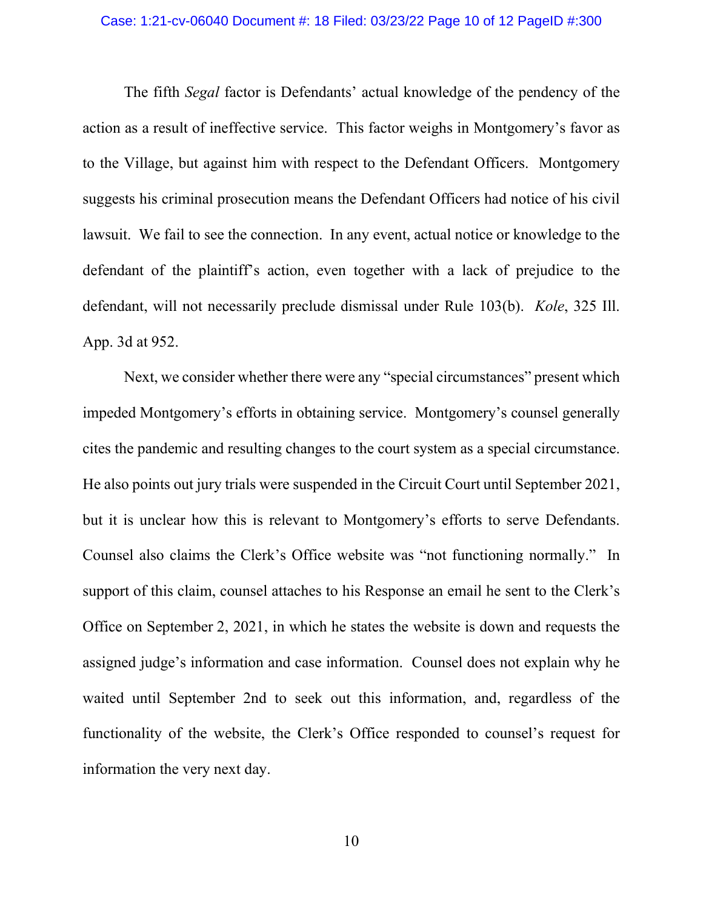The fifth *Segal* factor is Defendants' actual knowledge of the pendency of the action as a result of ineffective service. This factor weighs in Montgomery's favor as to the Village, but against him with respect to the Defendant Officers. Montgomery suggests his criminal prosecution means the Defendant Officers had notice of his civil lawsuit. We fail to see the connection. In any event, actual notice or knowledge to the defendant of the plaintiff's action, even together with a lack of prejudice to the defendant, will not necessarily preclude dismissal under Rule 103(b). *Kole*, 325 Ill. App. 3d at 952.

Next, we consider whether there were any "special circumstances" present which impeded Montgomery's efforts in obtaining service. Montgomery's counsel generally cites the pandemic and resulting changes to the court system as a special circumstance. He also points out jury trials were suspended in the Circuit Court until September 2021, but it is unclear how this is relevant to Montgomery's efforts to serve Defendants. Counsel also claims the Clerk's Office website was "not functioning normally." In support of this claim, counsel attaches to his Response an email he sent to the Clerk's Office on September 2, 2021, in which he states the website is down and requests the assigned judge's information and case information. Counsel does not explain why he waited until September 2nd to seek out this information, and, regardless of the functionality of the website, the Clerk's Office responded to counsel's request for information the very next day.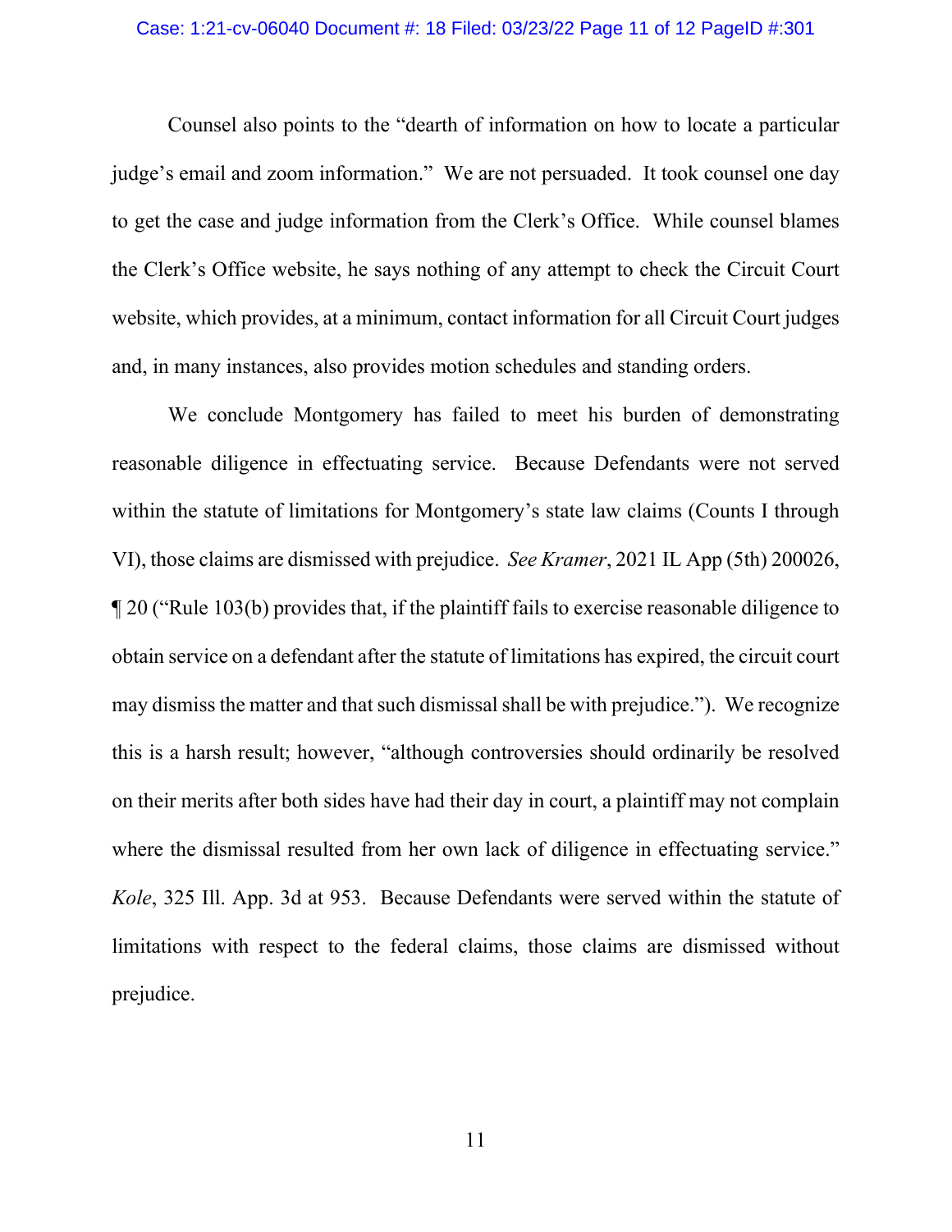Counsel also points to the "dearth of information on how to locate a particular judge's email and zoom information." We are not persuaded. It took counsel one day to get the case and judge information from the Clerk's Office. While counsel blames the Clerk's Office website, he says nothing of any attempt to check the Circuit Court website, which provides, at a minimum, contact information for all Circuit Court judges and, in many instances, also provides motion schedules and standing orders.

We conclude Montgomery has failed to meet his burden of demonstrating reasonable diligence in effectuating service. Because Defendants were not served within the statute of limitations for Montgomery's state law claims (Counts I through VI), those claims are dismissed with prejudice. *See Kramer*, 2021 IL App (5th) 200026, ¶ 20 ("Rule 103(b) provides that, if the plaintiff fails to exercise reasonable diligence to obtain service on a defendant after the statute of limitations has expired, the circuit court may dismiss the matter and that such dismissal shall be with prejudice."). We recognize this is a harsh result; however, "although controversies should ordinarily be resolved on their merits after both sides have had their day in court, a plaintiff may not complain where the dismissal resulted from her own lack of diligence in effectuating service." *Kole*, 325 Ill. App. 3d at 953. Because Defendants were served within the statute of limitations with respect to the federal claims, those claims are dismissed without prejudice.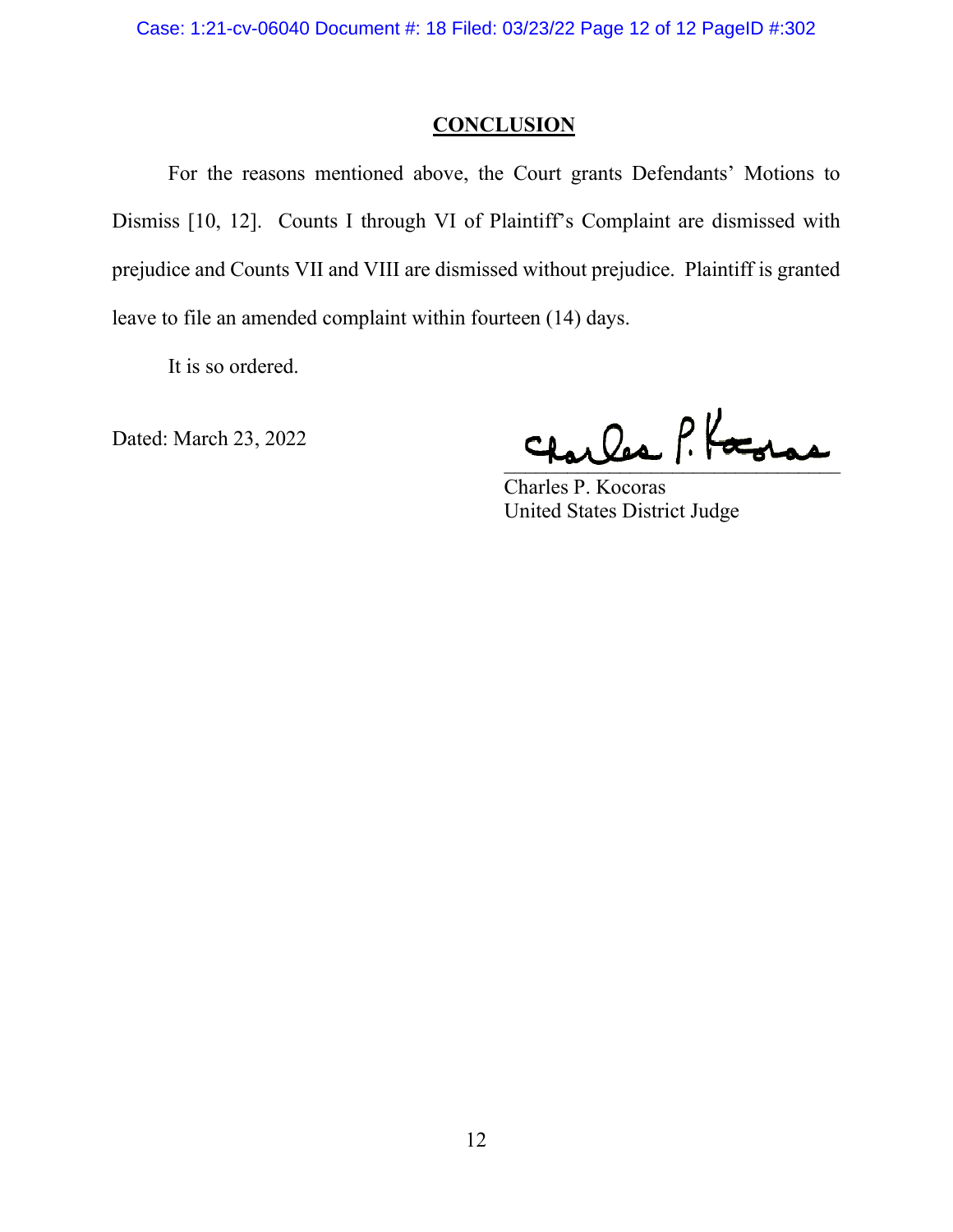## CONCLUSION

For the reasons mentioned above, the Court grants Defendants' Motions to Dismiss [10, 12]. Counts I through VI of Plaintiff's Complaint are dismissed with prejudice and Counts VII and VIII are dismissed without prejudice. Plaintiff is granted leave to file an amended complaint within fourteen (14) days.

It is so ordered.

Dated: March 23, 2022

Charles P. Kocoras
United States District Judge